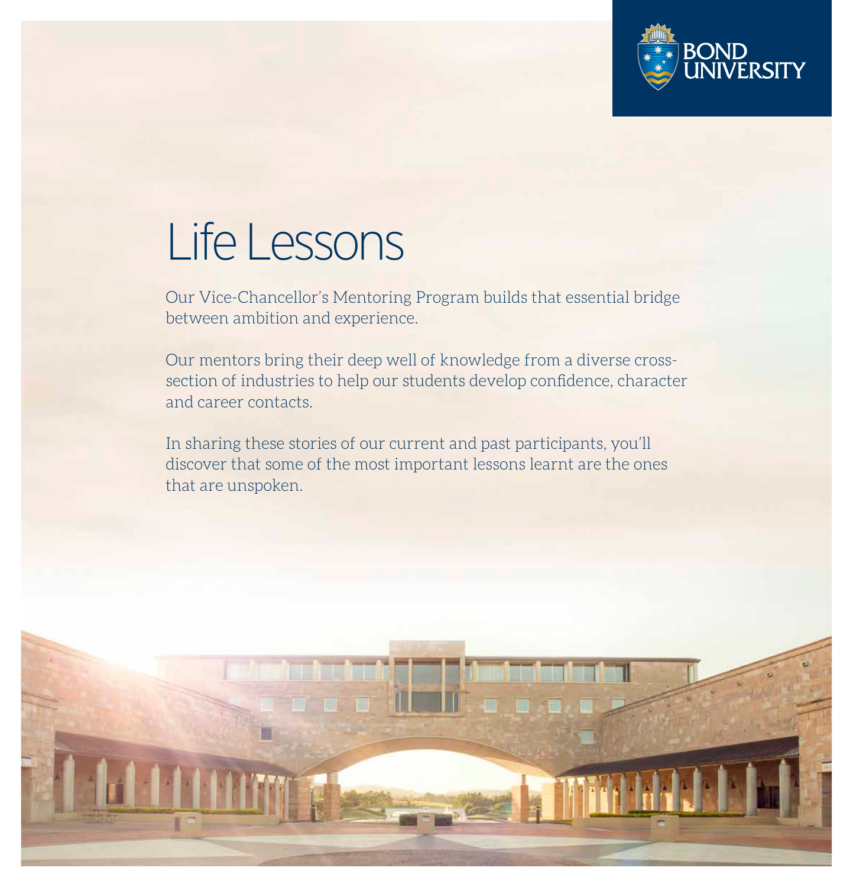BOND UNIVERSITY

# Life Lessons

Our Vice-Chancellor's Mentoring Program builds that essential bridge between ambition and experience.

Our mentors bring their deep well of knowledge from a diverse cross-section of industries to help our students develop confidence, character and career contacts.

In sharing these stories of our current and past participants, you'll discover that some of the most important lessons learnt are the ones that are unspoken.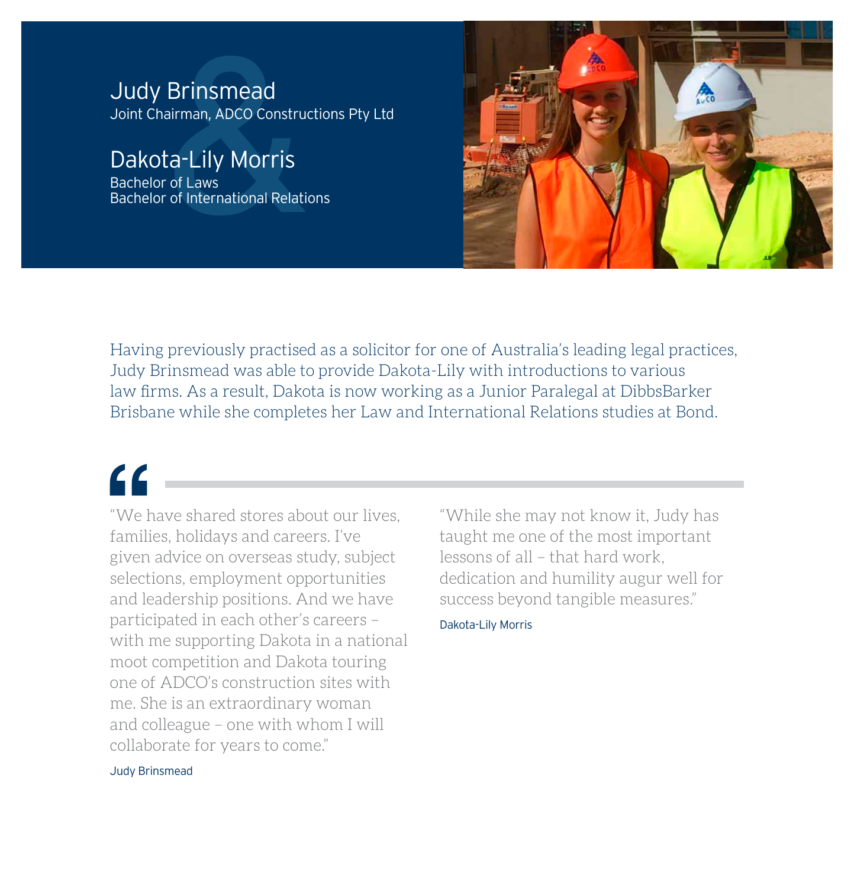## Judy Brinsmead

Joint Chairman, ADCO Constructions Pty Ltd

## Dakota-Lily Morris

Bachelor of Laws
Bachelor of International Relations

Having previously practised as a solicitor for one of Australia's leading legal practices, Judy Brinsmead was able to provide Dakota-Lily with introductions to various law firms. As a result, Dakota is now working as a Junior Paralegal at DibbsBarker Brisbane while she completes her Law and International Relations studies at Bond.

> "We have shared stores about our lives, families, holidays and careers. I've given advice on overseas study, subject selections, employment opportunities and leadership positions. And we have participated in each other's careers – with me supporting Dakota in a national moot competition and Dakota touring one of ADCO's construction sites with me. She is an extraordinary woman and colleague – one with whom I will collaborate for years to come."
>
> Judy Brinsmead

> "While she may not know it, Judy has taught me one of the most important lessons of all – that hard work, dedication and humility augur well for success beyond tangible measures."
>
> Dakota-Lily Morris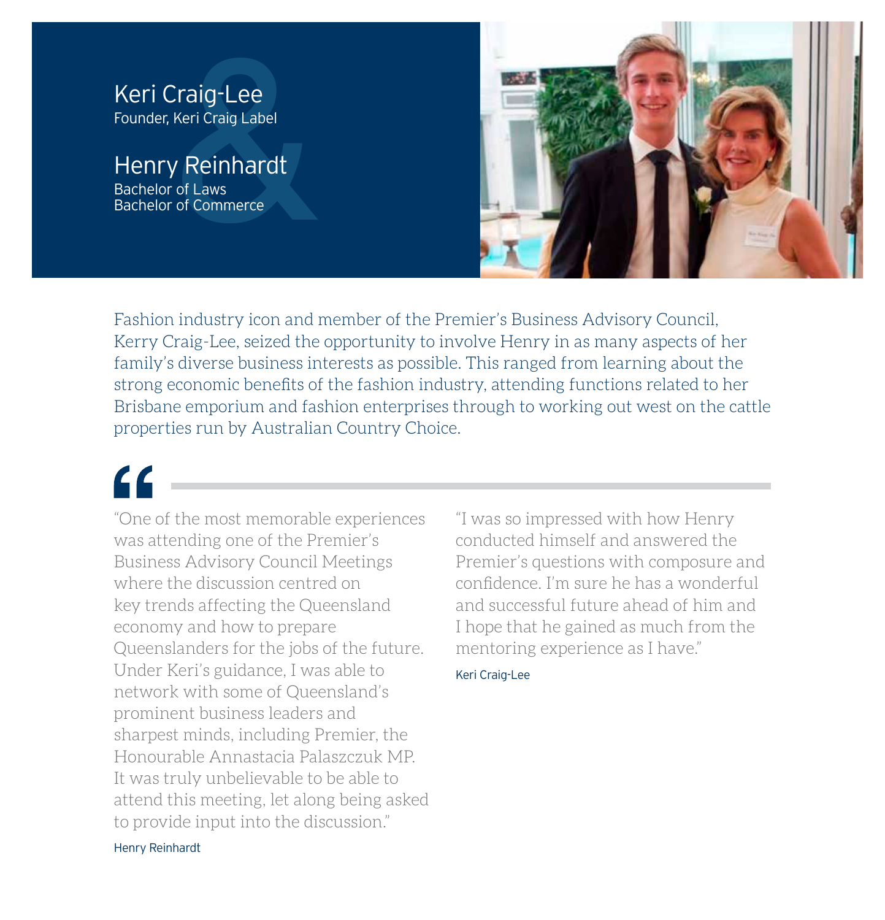## Keri Craig-Lee
Founder, Keri Craig Label

## Henry Reinhardt
Bachelor of Laws
Bachelor of Commerce

Fashion industry icon and member of the Premier's Business Advisory Council, Kerry Craig-Lee, seized the opportunity to involve Henry in as many aspects of her family's diverse business interests as possible. This ranged from learning about the strong economic benefits of the fashion industry, attending functions related to her Brisbane emporium and fashion enterprises through to working out west on the cattle properties run by Australian Country Choice.

"One of the most memorable experiences was attending one of the Premier's Business Advisory Council Meetings where the discussion centred on key trends affecting the Queensland economy and how to prepare Queenslanders for the jobs of the future. Under Keri's guidance, I was able to network with some of Queensland's prominent business leaders and sharpest minds, including Premier, the Honourable Annastacia Palaszczuk MP. It was truly unbelievable to be able to attend this meeting, let along being asked to provide input into the discussion."

Henry Reinhardt

"I was so impressed with how Henry conducted himself and answered the Premier's questions with composure and confidence. I'm sure he has a wonderful and successful future ahead of him and I hope that he gained as much from the mentoring experience as I have."

Keri Craig-Lee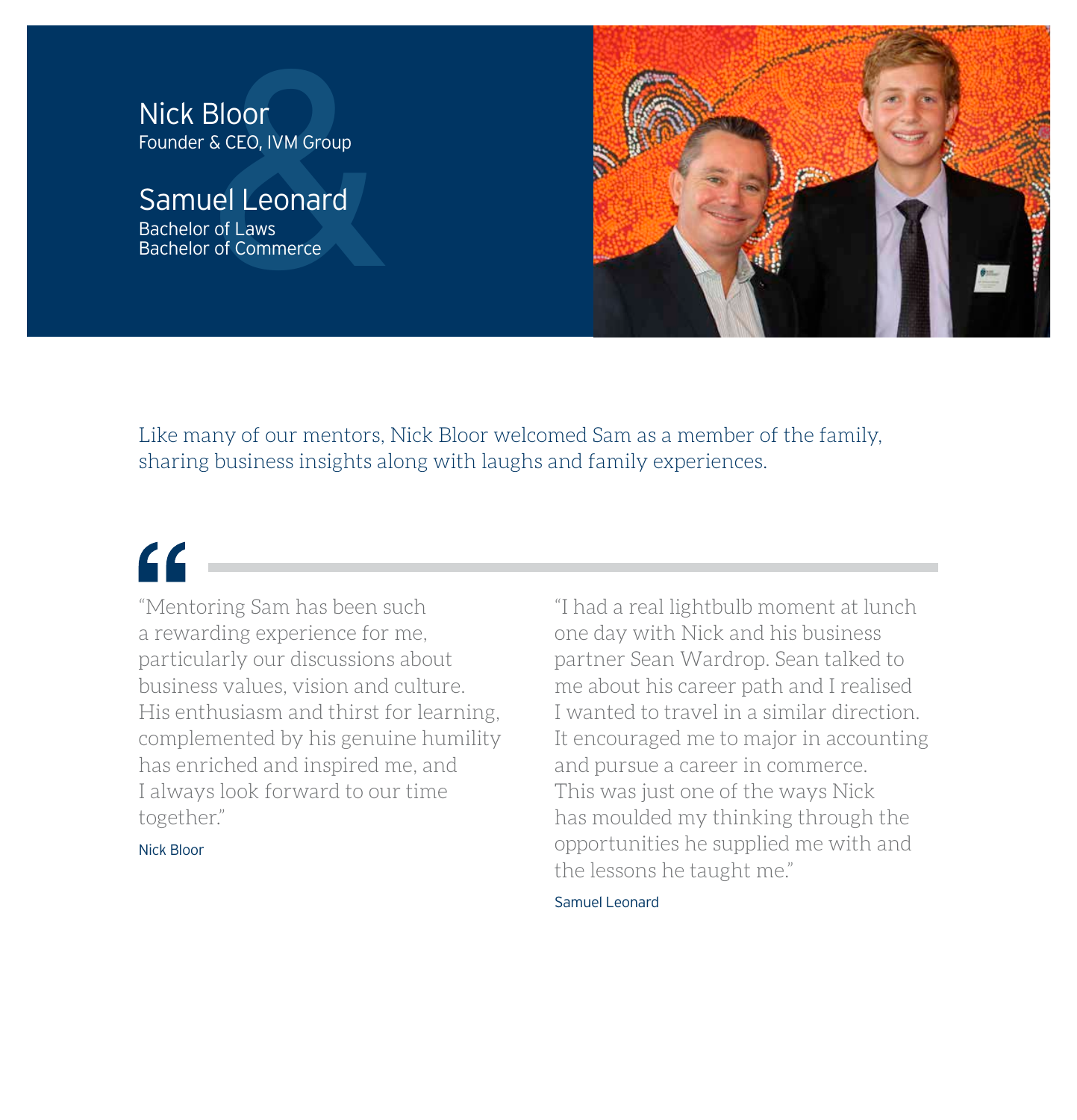## Nick Bloor
Founder & CEO, IVM Group

## Samuel Leonard
Bachelor of Laws
Bachelor of Commerce

Like many of our mentors, Nick Bloor welcomed Sam as a member of the family, sharing business insights along with laughs and family experiences.

"Mentoring Sam has been such a rewarding experience for me, particularly our discussions about business values, vision and culture. His enthusiasm and thirst for learning, complemented by his genuine humility has enriched and inspired me, and I always look forward to our time together."

Nick Bloor

"I had a real lightbulb moment at lunch one day with Nick and his business partner Sean Wardrop. Sean talked to me about his career path and I realised I wanted to travel in a similar direction. It encouraged me to major in accounting and pursue a career in commerce. This was just one of the ways Nick has moulded my thinking through the opportunities he supplied me with and the lessons he taught me."

Samuel Leonard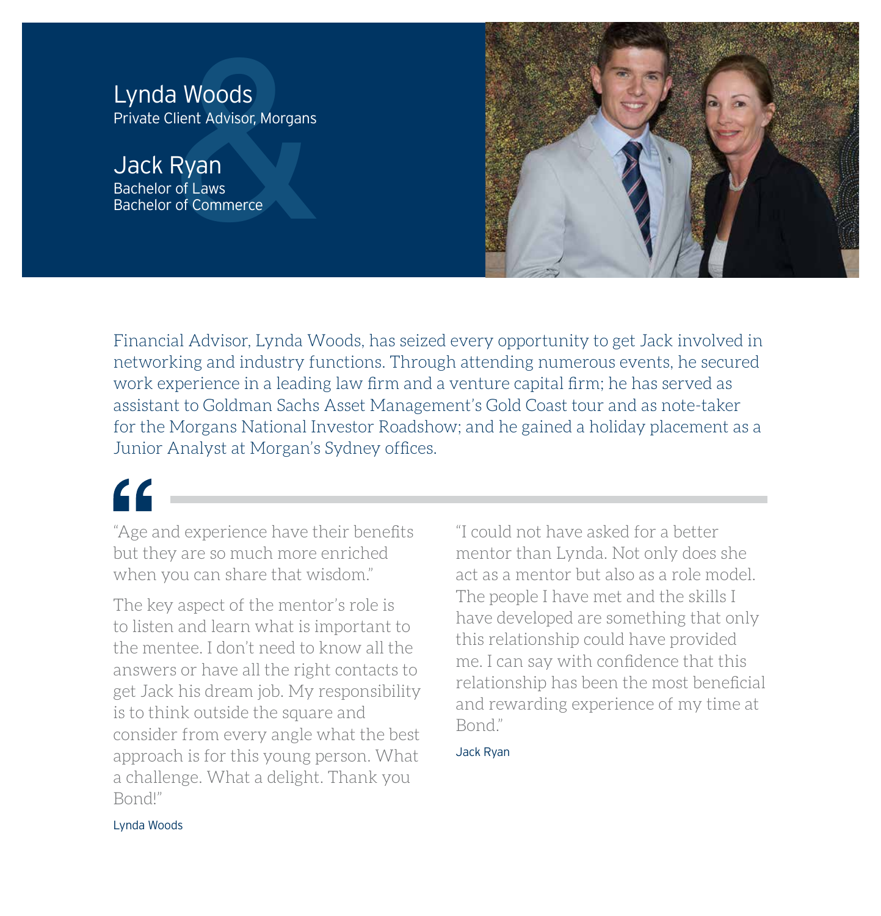## Lynda Woods
Private Client Advisor, Morgans

## Jack Ryan
Bachelor of Laws
Bachelor of Commerce

Financial Advisor, Lynda Woods, has seized every opportunity to get Jack involved in networking and industry functions. Through attending numerous events, he secured work experience in a leading law firm and a venture capital firm; he has served as assistant to Goldman Sachs Asset Management's Gold Coast tour and as note-taker for the Morgans National Investor Roadshow; and he gained a holiday placement as a Junior Analyst at Morgan's Sydney offices.

"Age and experience have their benefits but they are so much more enriched when you can share that wisdom."

The key aspect of the mentor's role is to listen and learn what is important to the mentee. I don't need to know all the answers or have all the right contacts to get Jack his dream job. My responsibility is to think outside the square and consider from every angle what the best approach is for this young person. What a challenge. What a delight. Thank you Bond!"

Lynda Woods

"I could not have asked for a better mentor than Lynda. Not only does she act as a mentor but also as a role model. The people I have met and the skills I have developed are something that only this relationship could have provided me. I can say with confidence that this relationship has been the most beneficial and rewarding experience of my time at Bond."

Jack Ryan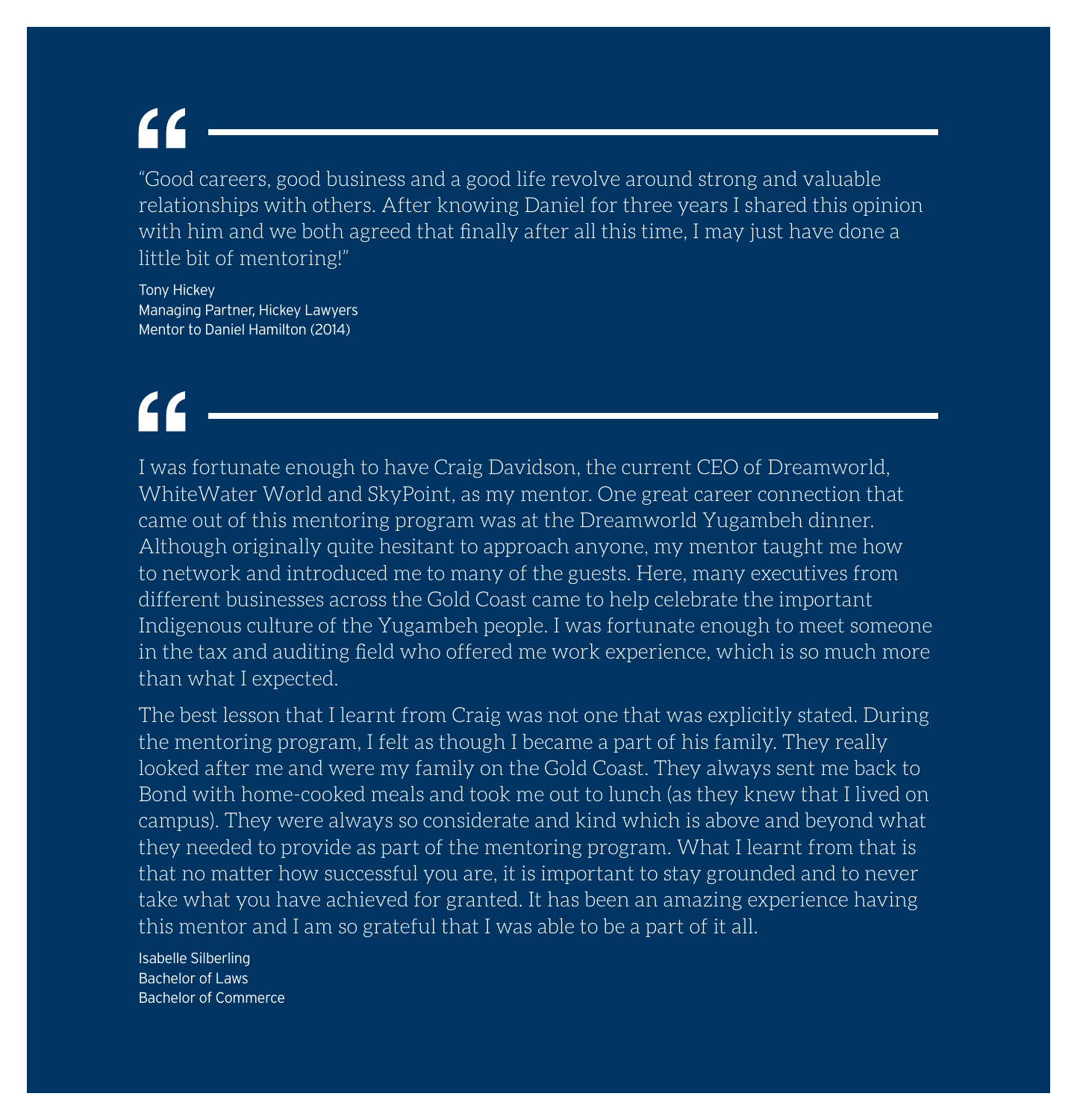> “Good careers, good business and a good life revolve around strong and valuable relationships with others. After knowing Daniel for three years I shared this opinion with him and we both agreed that finally after all this time, I may just have done a little bit of mentoring!”

Tony Hickey
Managing Partner, Hickey Lawyers
Mentor to Daniel Hamilton (2014)

> I was fortunate enough to have Craig Davidson, the current CEO of Dreamworld, WhiteWater World and SkyPoint, as my mentor. One great career connection that came out of this mentoring program was at the Dreamworld Yugambeh dinner. Although originally quite hesitant to approach anyone, my mentor taught me how to network and introduced me to many of the guests. Here, many executives from different businesses across the Gold Coast came to help celebrate the important Indigenous culture of the Yugambeh people. I was fortunate enough to meet someone in the tax and auditing field who offered me work experience, which is so much more than what I expected.
>
> The best lesson that I learnt from Craig was not one that was explicitly stated. During the mentoring program, I felt as though I became a part of his family. They really looked after me and were my family on the Gold Coast. They always sent me back to Bond with home-cooked meals and took me out to lunch (as they knew that I lived on campus). They were always so considerate and kind which is above and beyond what they needed to provide as part of the mentoring program. What I learnt from that is that no matter how successful you are, it is important to stay grounded and to never take what you have achieved for granted. It has been an amazing experience having this mentor and I am so grateful that I was able to be a part of it all.

Isabelle Silberling
Bachelor of Laws
Bachelor of Commerce